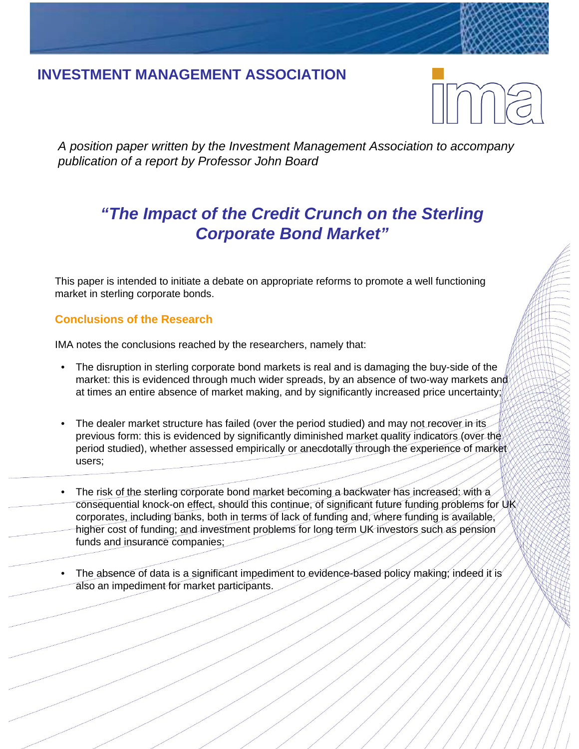# INVESTMENT MANAGEMENT ASSOCIATION

*A position paper written by the Investment Management Association to accompany publication of a report by Professor John Board*

## *"The Impact of the Credit Crunch on the Sterling Corporate Bond Market"*

This paper is intended to initiate a debate on appropriate reforms to promote a well functioning market in sterling corporate bonds.

### Conclusions of the Research

IMA notes the conclusions reached by the researchers, namely that:

- The disruption in sterling corporate bond markets is real and is damaging the buy-side of the market: this is evidenced through much wider spreads, by an absence of two-way markets and at times an entire absence of market making, and by significantly increased price uncertainty;

- The dealer market structure has failed (over the period studied) and may not recover in its previous form: this is evidenced by significantly diminished market quality indicators (over the period studied), whether assessed empirically or anecdotally through the experience of market users;

- The risk of the sterling corporate bond market becoming a backwater has increased: with a consequential knock-on effect, should this continue, of significant future funding problems for UK corporates, including banks, both in terms of lack of funding and, where funding is available, higher cost of funding; and investment problems for long term UK investors such as pension funds and insurance companies;

- The absence of data is a significant impediment to evidence-based policy making; indeed it is also an impediment for market participants.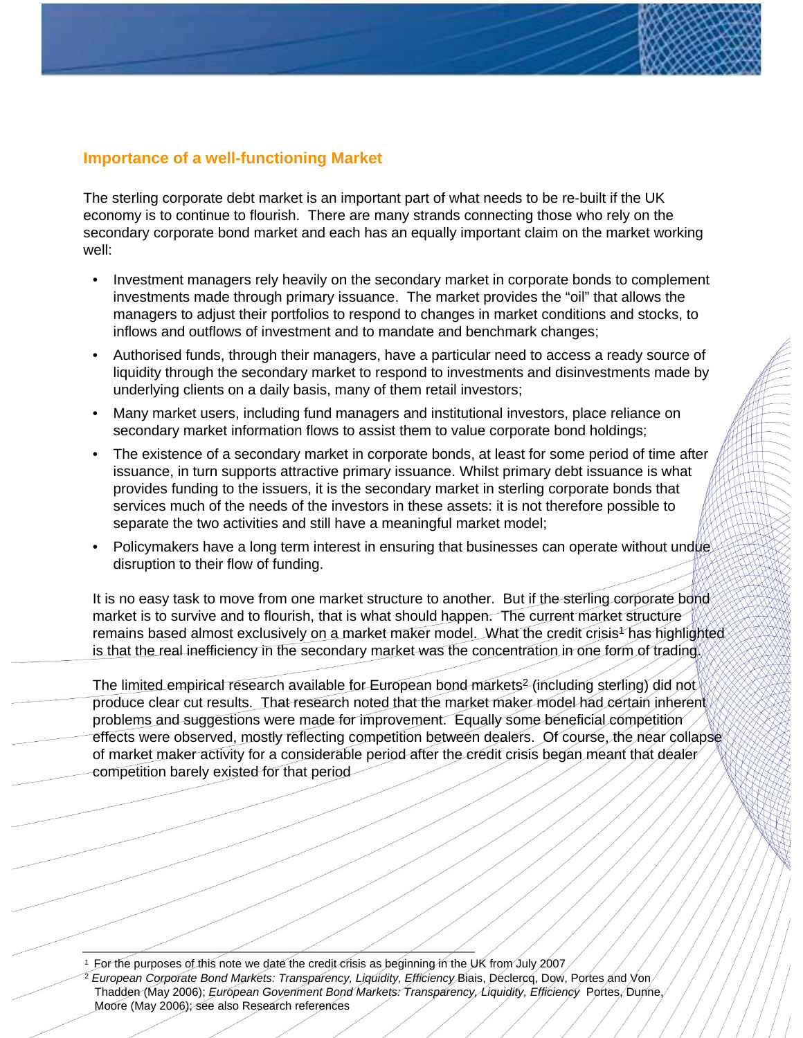## Importance of a well-functioning Market

The sterling corporate debt market is an important part of what needs to be re-built if the UK economy is to continue to flourish. There are many strands connecting those who rely on the secondary corporate bond market and each has an equally important claim on the market working well:

- Investment managers rely heavily on the secondary market in corporate bonds to complement investments made through primary issuance. The market provides the "oil" that allows the managers to adjust their portfolios to respond to changes in market conditions and stocks, to inflows and outflows of investment and to mandate and benchmark changes;
- Authorised funds, through their managers, have a particular need to access a ready source of liquidity through the secondary market to respond to investments and disinvestments made by underlying clients on a daily basis, many of them retail investors;
- Many market users, including fund managers and institutional investors, place reliance on secondary market information flows to assist them to value corporate bond holdings;
- The existence of a secondary market in corporate bonds, at least for some period of time after issuance, in turn supports attractive primary issuance. Whilst primary debt issuance is what provides funding to the issuers, it is the secondary market in sterling corporate bonds that services much of the needs of the investors in these assets: it is not therefore possible to separate the two activities and still have a meaningful market model;
- Policymakers have a long term interest in ensuring that businesses can operate without undue disruption to their flow of funding.

It is no easy task to move from one market structure to another. But if the sterling corporate bond market is to survive and to flourish, that is what should happen. The current market structure remains based almost exclusively on a market maker model. What the credit crisis[1] has highlighted is that the real inefficiency in the secondary market was the concentration in one form of trading.

The limited empirical research available for European bond markets[2] (including sterling) did not produce clear cut results. That research noted that the market maker model had certain inherent problems and suggestions were made for improvement. Equally some beneficial competition effects were observed, mostly reflecting competition between dealers. Of course, the near collapse of market maker activity for a considerable period after the credit crisis began meant that dealer competition barely existed for that period

---

[1] For the purposes of this note we date the credit crisis as beginning in the UK from July 2007

[2] *European Corporate Bond Markets: Transparency, Liquidity, Efficiency* Biais, Declercq, Dow, Portes and Von Thadden (May 2006); *European Govenment Bond Markets: Transparency, Liquidity, Efficiency* Portes, Dunne, Moore (May 2006); see also Research references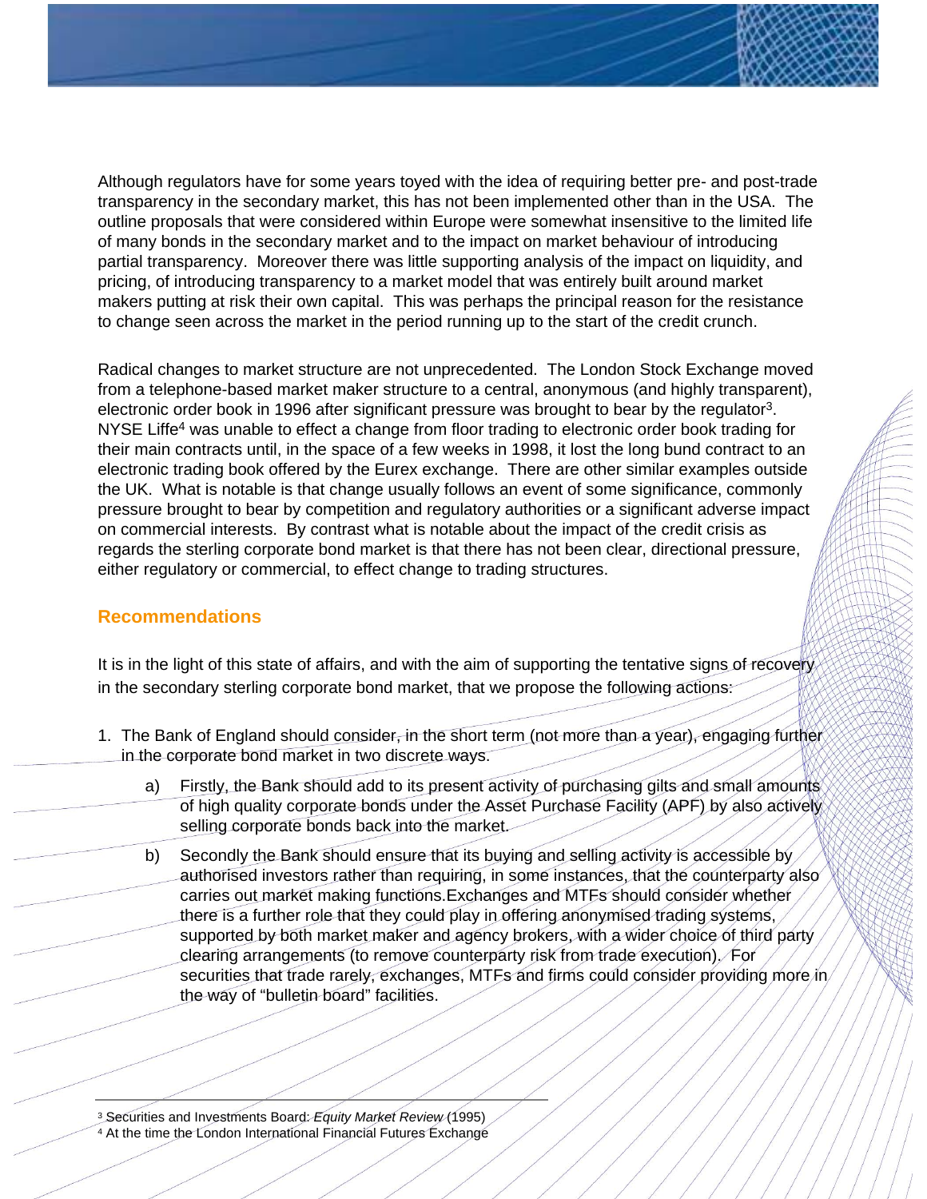Although regulators have for some years toyed with the idea of requiring better pre- and post-trade transparency in the secondary market, this has not been implemented other than in the USA. The outline proposals that were considered within Europe were somewhat insensitive to the limited life of many bonds in the secondary market and to the impact on market behaviour of introducing partial transparency. Moreover there was little supporting analysis of the impact on liquidity, and pricing, of introducing transparency to a market model that was entirely built around market makers putting at risk their own capital. This was perhaps the principal reason for the resistance to change seen across the market in the period running up to the start of the credit crunch.

Radical changes to market structure are not unprecedented. The London Stock Exchange moved from a telephone-based market maker structure to a central, anonymous (and highly transparent), electronic order book in 1996 after significant pressure was brought to bear by the regulator[3]. NYSE Liffe[4] was unable to effect a change from floor trading to electronic order book trading for their main contracts until, in the space of a few weeks in 1998, it lost the long bund contract to an electronic trading book offered by the Eurex exchange. There are other similar examples outside the UK. What is notable is that change usually follows an event of some significance, commonly pressure brought to bear by competition and regulatory authorities or a significant adverse impact on commercial interests. By contrast what is notable about the impact of the credit crisis as regards the sterling corporate bond market is that there has not been clear, directional pressure, either regulatory or commercial, to effect change to trading structures.

## Recommendations

It is in the light of this state of affairs, and with the aim of supporting the tentative signs of recovery in the secondary sterling corporate bond market, that we propose the following actions:

1. The Bank of England should consider, in the short term (not more than a year), engaging further in the corporate bond market in two discrete ways.
    a) Firstly, the Bank should add to its present activity of purchasing gilts and small amounts of high quality corporate bonds under the Asset Purchase Facility (APF) by also actively selling corporate bonds back into the market.
    b) Secondly the Bank should ensure that its buying and selling activity is accessible by authorised investors rather than requiring, in some instances, that the counterparty also carries out market making functions.Exchanges and MTFs should consider whether there is a further role that they could play in offering anonymised trading systems, supported by both market maker and agency brokers, with a wider choice of third party clearing arrangements (to remove counterparty risk from trade execution). For securities that trade rarely, exchanges, MTFs and firms could consider providing more in the way of "bulletin board" facilities.

---

[3] Securities and Investments Board: *Equity Market Review* (1995)
[4] At the time the London International Financial Futures Exchange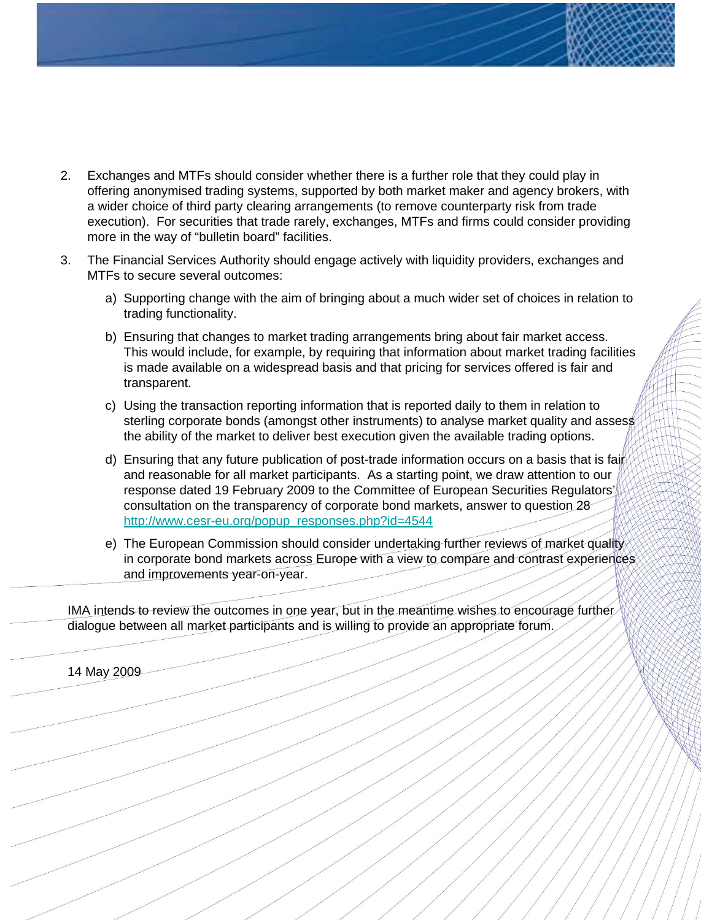2. Exchanges and MTFs should consider whether there is a further role that they could play in offering anonymised trading systems, supported by both market maker and agency brokers, with a wider choice of third party clearing arrangements (to remove counterparty risk from trade execution). For securities that trade rarely, exchanges, MTFs and firms could consider providing more in the way of "bulletin board" facilities.

3. The Financial Services Authority should engage actively with liquidity providers, exchanges and MTFs to secure several outcomes:

   a) Supporting change with the aim of bringing about a much wider set of choices in relation to trading functionality.

   b) Ensuring that changes to market trading arrangements bring about fair market access. This would include, for example, by requiring that information about market trading facilities is made available on a widespread basis and that pricing for services offered is fair and transparent.

   c) Using the transaction reporting information that is reported daily to them in relation to sterling corporate bonds (amongst other instruments) to analyse market quality and assess the ability of the market to deliver best execution given the available trading options.

   d) Ensuring that any future publication of post-trade information occurs on a basis that is fair and reasonable for all market participants. As a starting point, we draw attention to our response dated 19 February 2009 to the Committee of European Securities Regulators' consultation on the transparency of corporate bond markets, answer to question 28 http://www.cesr-eu.org/popup_responses.php?id=4544

   e) The European Commission should consider undertaking further reviews of market quality in corporate bond markets across Europe with a view to compare and contrast experiences and improvements year-on-year.

IMA intends to review the outcomes in one year, but in the meantime wishes to encourage further dialogue between all market participants and is willing to provide an appropriate forum.

14 May 2009